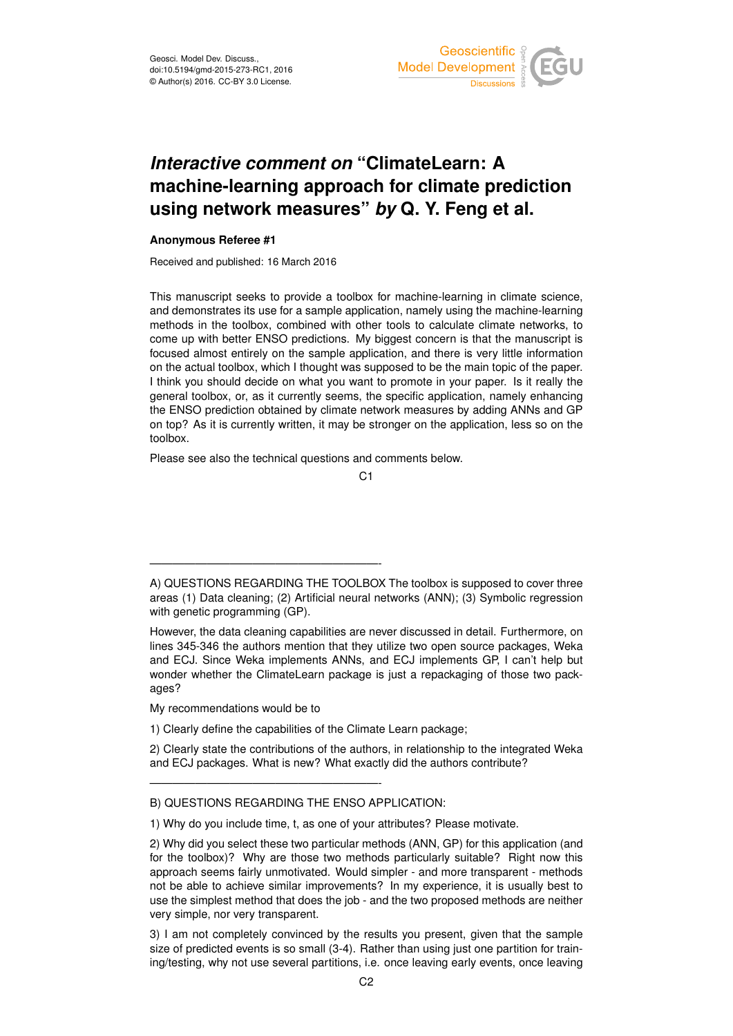# *Interactive comment on* "ClimateLearn: A machine-learning approach for climate prediction using network measures" *by* Q. Y. Feng et al.

**Anonymous Referee #1**

Received and published: 16 March 2016

This manuscript seeks to provide a toolbox for machine-learning in climate science, and demonstrates its use for a sample application, namely using the machine-learning methods in the toolbox, combined with other tools to calculate climate networks, to come up with better ENSO predictions. My biggest concern is that the manuscript is focused almost entirely on the sample application, and there is very little information on the actual toolbox, which I thought was supposed to be the main topic of the paper. I think you should decide on what you want to promote in your paper. Is it really the general toolbox, or, as it currently seems, the specific application, namely enhancing the ENSO prediction obtained by climate network measures by adding ANNs and GP on top? As it is currently written, it may be stronger on the application, less so on the toolbox.

Please see also the technical questions and comments below.

---

A) QUESTIONS REGARDING THE TOOLBOX The toolbox is supposed to cover three areas (1) Data cleaning; (2) Artificial neural networks (ANN); (3) Symbolic regression with genetic programming (GP).

However, the data cleaning capabilities are never discussed in detail. Furthermore, on lines 345-346 the authors mention that they utilize two open source packages, Weka and ECJ. Since Weka implements ANNs, and ECJ implements GP, I can't help but wonder whether the ClimateLearn package is just a repackaging of those two packages?

My recommendations would be to

1) Clearly define the capabilities of the Climate Learn package;

2) Clearly state the contributions of the authors, in relationship to the integrated Weka and ECJ packages. What is new? What exactly did the authors contribute?

---

B) QUESTIONS REGARDING THE ENSO APPLICATION:

1) Why do you include time, t, as one of your attributes? Please motivate.

2) Why did you select these two particular methods (ANN, GP) for this application (and for the toolbox)? Why are those two methods particularly suitable? Right now this approach seems fairly unmotivated. Would simpler - and more transparent - methods not be able to achieve similar improvements? In my experience, it is usually best to use the simplest method that does the job - and the two proposed methods are neither very simple, nor very transparent.

3) I am not completely convinced by the results you present, given that the sample size of predicted events is so small (3-4). Rather than using just one partition for training/testing, why not use several partitions, i.e. once leaving early events, once leaving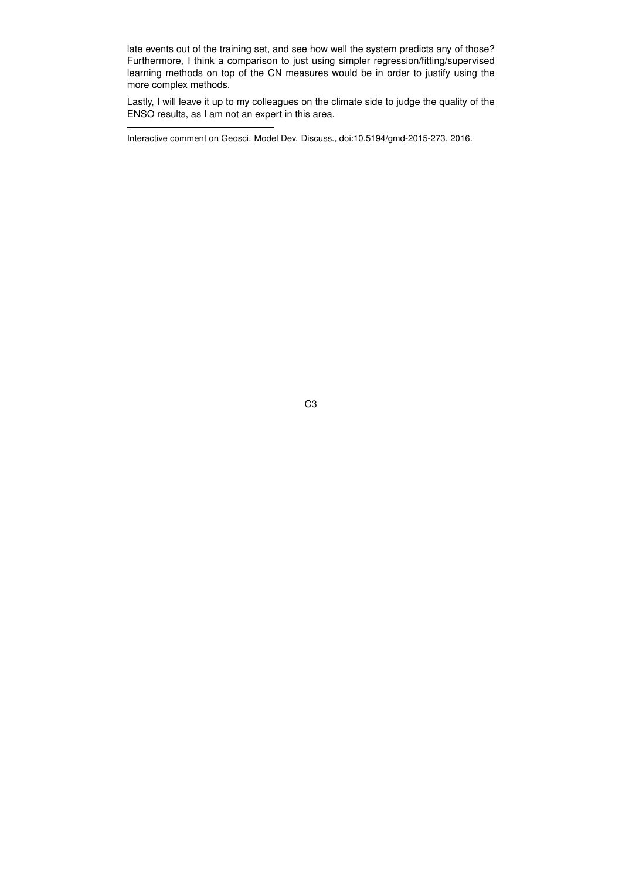late events out of the training set, and see how well the system predicts any of those? Furthermore, I think a comparison to just using simpler regression/fitting/supervised learning methods on top of the CN measures would be in order to justify using the more complex methods.

Lastly, I will leave it up to my colleagues on the climate side to judge the quality of the ENSO results, as I am not an expert in this area.

---

Interactive comment on Geosci. Model Dev. Discuss., doi:10.5194/gmd-2015-273, 2016.